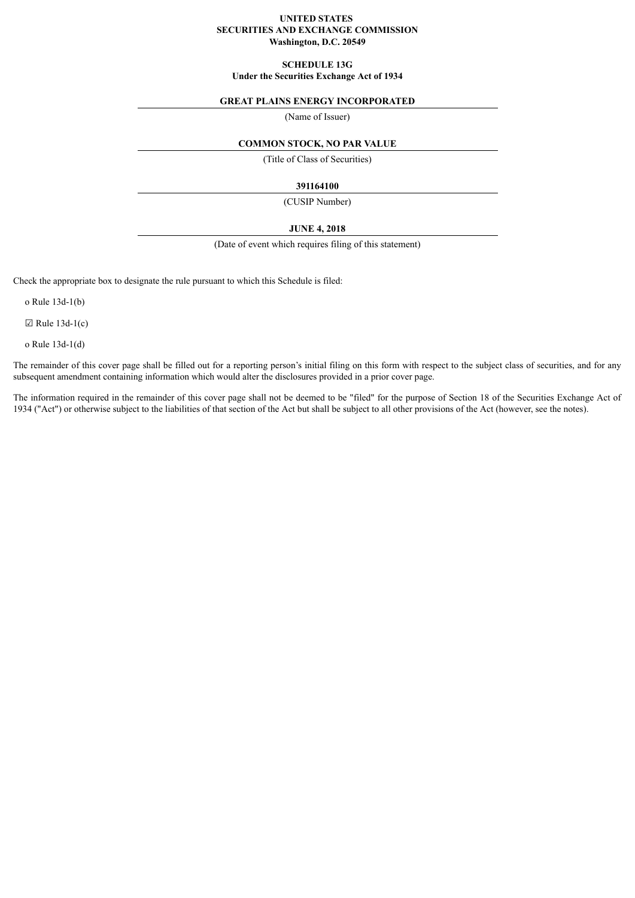**UNITED STATES**
**SECURITIES AND EXCHANGE COMMISSION**
**Washington, D.C. 20549**

**SCHEDULE 13G**
**Under the Securities Exchange Act of 1934**

**GREAT PLAINS ENERGY INCORPORATED**

(Name of Issuer)

**COMMON STOCK, NO PAR VALUE**

(Title of Class of Securities)

**391164100**

(CUSIP Number)

**JUNE 4, 2018**

(Date of event which requires filing of this statement)

Check the appropriate box to designate the rule pursuant to which this Schedule is filed:

o Rule 13d-1(b)

☑ Rule 13d-1(c)

o Rule 13d-1(d)

The remainder of this cover page shall be filled out for a reporting person's initial filing on this form with respect to the subject class of securities, and for any subsequent amendment containing information which would alter the disclosures provided in a prior cover page.

The information required in the remainder of this cover page shall not be deemed to be "filed" for the purpose of Section 18 of the Securities Exchange Act of 1934 ("Act") or otherwise subject to the liabilities of that section of the Act but shall be subject to all other provisions of the Act (however, see the notes).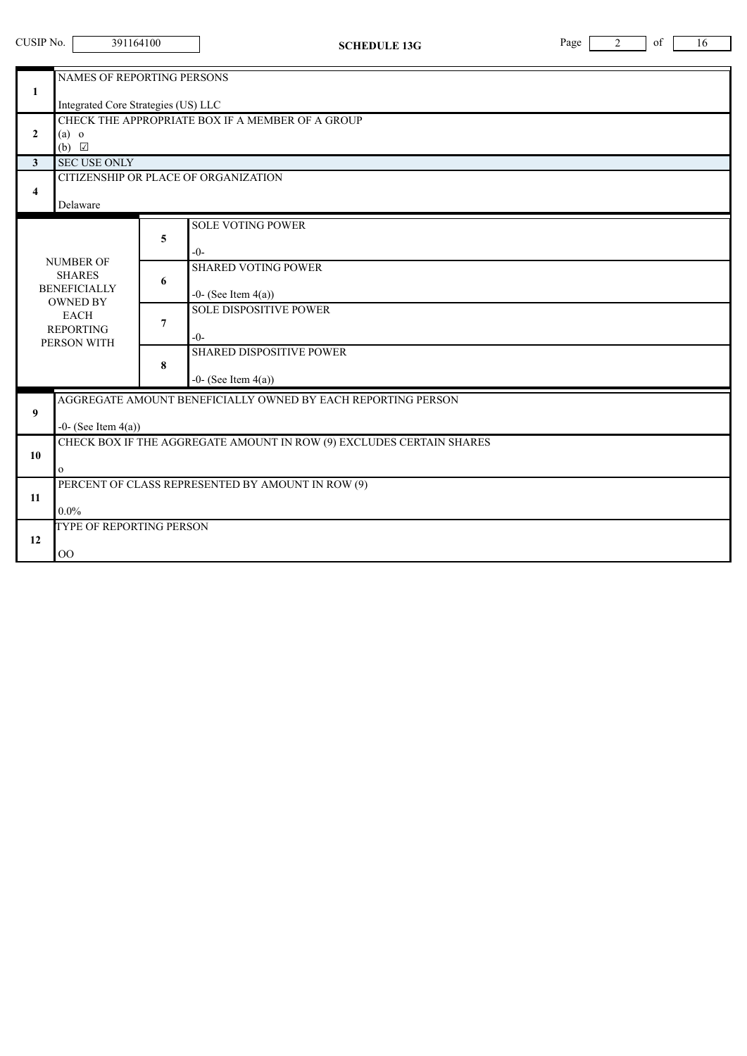CUSIP No. 391164100

**SCHEDULE 13G**

| | | | |
|---|---|---|---|
| 1 | NAMES OF REPORTING PERSONS<br><br>Integrated Core Strategies (US) LLC | | |
| 2 | CHECK THE APPROPRIATE BOX IF A MEMBER OF A GROUP<br>(a) o<br>(b) ☑ | | |
| 3 | SEC USE ONLY | | |
| 4 | CITIZENSHIP OR PLACE OF ORGANIZATION<br><br>Delaware | | |
| NUMBER OF SHARES BENEFICIALLY OWNED BY EACH REPORTING PERSON WITH | 5 | SOLE VOTING POWER<br><br>-0- | |
| | 6 | SHARED VOTING POWER<br><br>-0- (See Item 4(a)) | |
| | 7 | SOLE DISPOSITIVE POWER<br><br>-0- | |
| | 8 | SHARED DISPOSITIVE POWER<br><br>-0- (See Item 4(a)) | |
| 9 | AGGREGATE AMOUNT BENEFICIALLY OWNED BY EACH REPORTING PERSON<br><br>-0- (See Item 4(a)) | | |
| 10 | CHECK BOX IF THE AGGREGATE AMOUNT IN ROW (9) EXCLUDES CERTAIN SHARES<br><br>o | | |
| 11 | PERCENT OF CLASS REPRESENTED BY AMOUNT IN ROW (9)<br><br>0.0% | | |
| 12 | TYPE OF REPORTING PERSON<br><br>OO | | |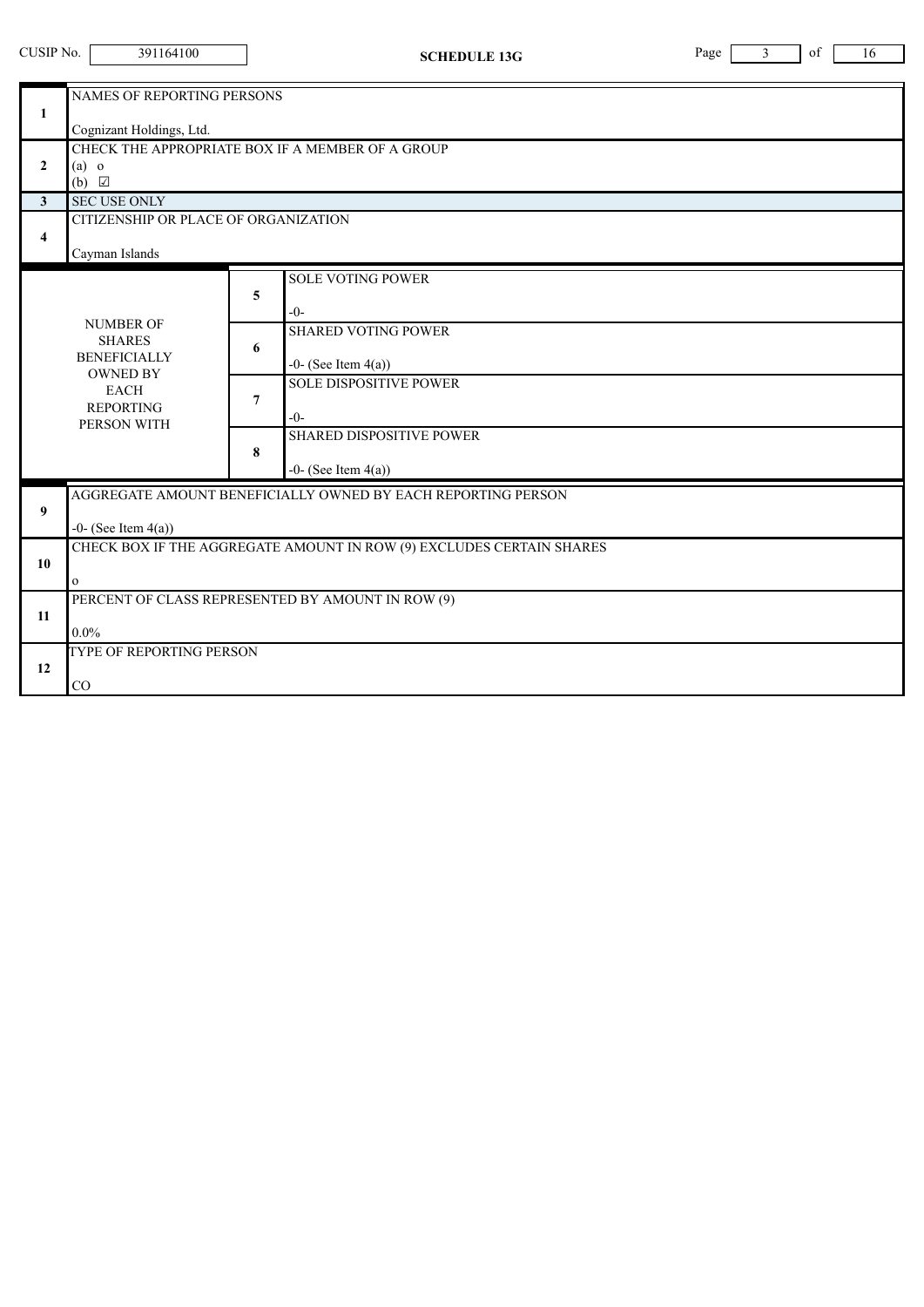CUSIP No. 391164100 **SCHEDULE 13G**

| | | | |
|---|---|---|---|
| 1 | NAMES OF REPORTING PERSONS<br><br>Cognizant Holdings, Ltd. | | |
| 2 | CHECK THE APPROPRIATE BOX IF A MEMBER OF A GROUP<br>(a) o<br>(b) ☑ | | |
| 3 | SEC USE ONLY | | |
| 4 | CITIZENSHIP OR PLACE OF ORGANIZATION<br><br>Cayman Islands | | |
| NUMBER OF SHARES BENEFICIALLY OWNED BY EACH REPORTING PERSON WITH | 5 | SOLE VOTING POWER<br><br>-0- | |
| | 6 | SHARED VOTING POWER<br><br>-0- (See Item 4(a)) | |
| | 7 | SOLE DISPOSITIVE POWER<br><br>-0- | |
| | 8 | SHARED DISPOSITIVE POWER<br><br>-0- (See Item 4(a)) | |
| 9 | AGGREGATE AMOUNT BENEFICIALLY OWNED BY EACH REPORTING PERSON<br><br>-0- (See Item 4(a)) | | |
| 10 | CHECK BOX IF THE AGGREGATE AMOUNT IN ROW (9) EXCLUDES CERTAIN SHARES<br><br>o | | |
| 11 | PERCENT OF CLASS REPRESENTED BY AMOUNT IN ROW (9)<br><br>0.0% | | |
| 12 | TYPE OF REPORTING PERSON<br><br>CO | | |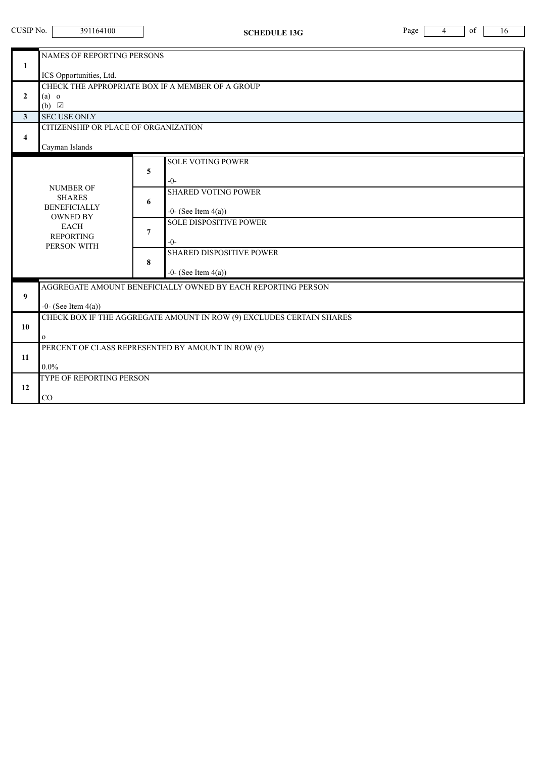CUSIP No. 391164100

**SCHEDULE 13G**

| | | | |
|---|---|---|---|
| **1** | NAMES OF REPORTING PERSONS<br><br>ICS Opportunities, Ltd. | | |
| **2** | CHECK THE APPROPRIATE BOX IF A MEMBER OF A GROUP<br>(a) o<br>(b) ☑ | | |
| **3** | SEC USE ONLY | | |
| **4** | CITIZENSHIP OR PLACE OF ORGANIZATION<br><br>Cayman Islands | | |
| NUMBER OF SHARES BENEFICIALLY OWNED BY EACH REPORTING PERSON WITH | **5** | SOLE VOTING POWER<br><br>-0- | |
| | **6** | SHARED VOTING POWER<br><br>-0- (See Item 4(a)) | |
| | **7** | SOLE DISPOSITIVE POWER<br><br>-0- | |
| | **8** | SHARED DISPOSITIVE POWER<br><br>-0- (See Item 4(a)) | |
| **9** | AGGREGATE AMOUNT BENEFICIALLY OWNED BY EACH REPORTING PERSON<br><br>-0- (See Item 4(a)) | | |
| **10** | CHECK BOX IF THE AGGREGATE AMOUNT IN ROW (9) EXCLUDES CERTAIN SHARES<br><br>o | | |
| **11** | PERCENT OF CLASS REPRESENTED BY AMOUNT IN ROW (9)<br><br>0.0% | | |
| **12** | TYPE OF REPORTING PERSON<br><br>CO | | |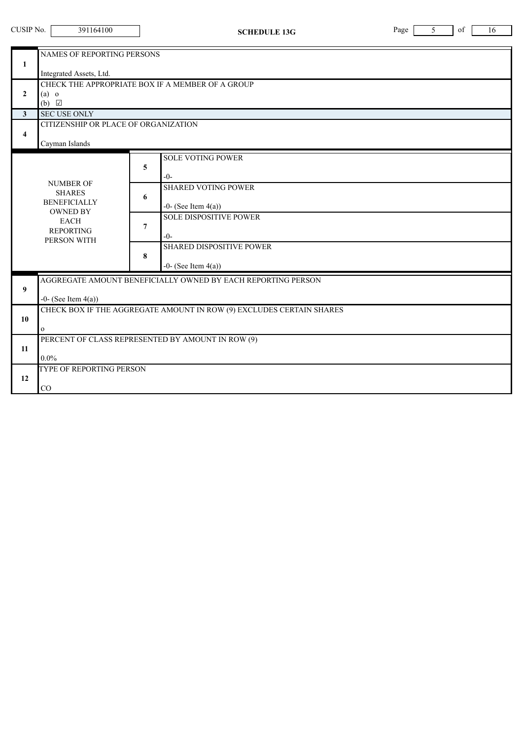CUSIP No. 391164100

**SCHEDULE 13G**

| | | | |
|---|---|---|---|
| 1 | NAMES OF REPORTING PERSONS<br><br>Integrated Assets, Ltd. | | |
| 2 | CHECK THE APPROPRIATE BOX IF A MEMBER OF A GROUP<br>(a) o<br>(b) ☑ | | |
| 3 | SEC USE ONLY | | |
| 4 | CITIZENSHIP OR PLACE OF ORGANIZATION<br><br>Cayman Islands | | |
| NUMBER OF SHARES BENEFICIALLY OWNED BY EACH REPORTING PERSON WITH | 5 | SOLE VOTING POWER<br><br>-0- | |
| | 6 | SHARED VOTING POWER<br><br>-0- (See Item 4(a)) | |
| | 7 | SOLE DISPOSITIVE POWER<br><br>-0- | |
| | 8 | SHARED DISPOSITIVE POWER<br><br>-0- (See Item 4(a)) | |
| 9 | AGGREGATE AMOUNT BENEFICIALLY OWNED BY EACH REPORTING PERSON<br><br>-0- (See Item 4(a)) | | |
| 10 | CHECK BOX IF THE AGGREGATE AMOUNT IN ROW (9) EXCLUDES CERTAIN SHARES<br><br>o | | |
| 11 | PERCENT OF CLASS REPRESENTED BY AMOUNT IN ROW (9)<br><br>0.0% | | |
| 12 | TYPE OF REPORTING PERSON<br><br>CO | | |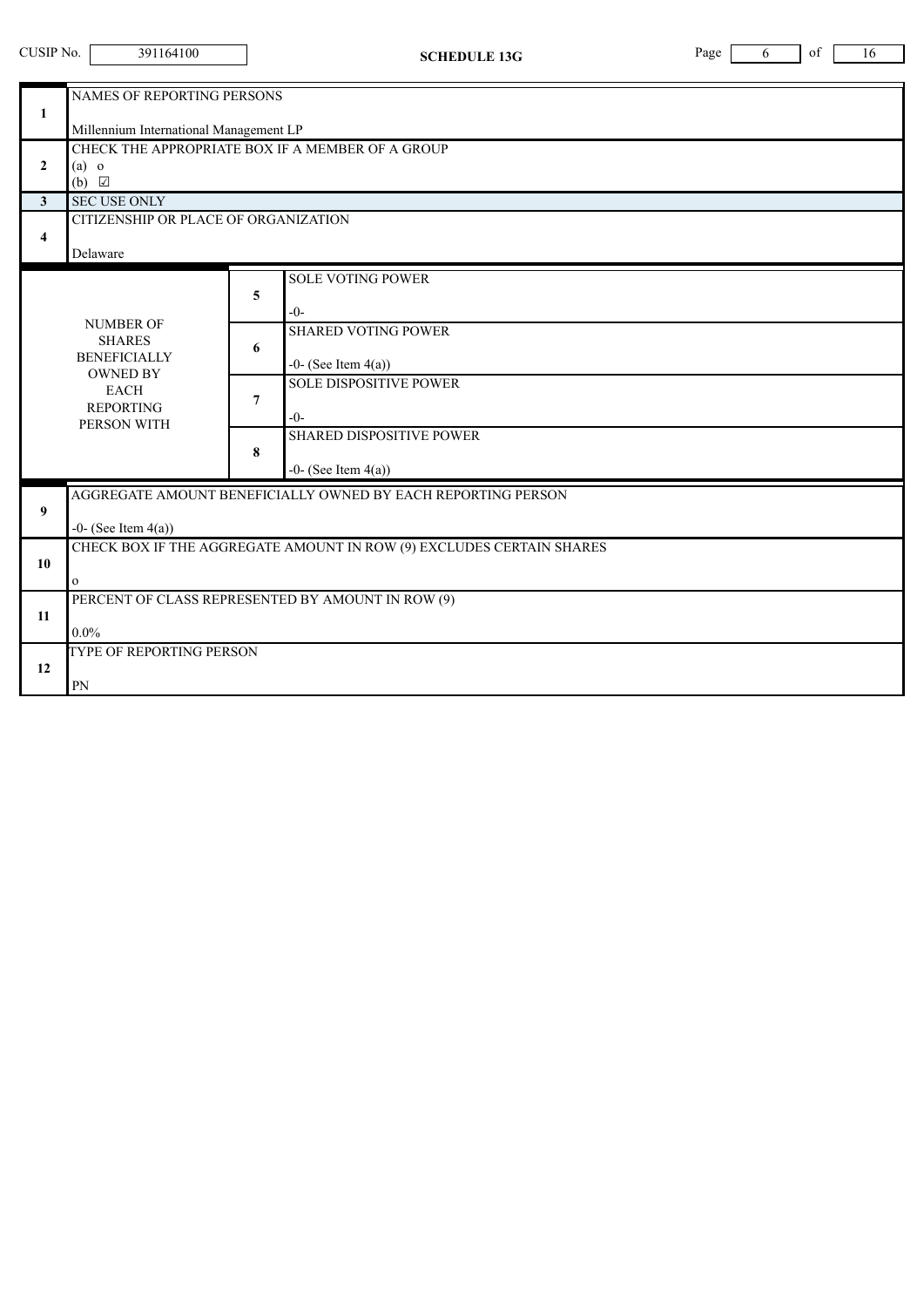CUSIP No. 391164100 **SCHEDULE 13G**

| | | | |
|---|---|---|---|
| 1 | NAMES OF REPORTING PERSONS<br><br>Millennium International Management LP | | |
| 2 | CHECK THE APPROPRIATE BOX IF A MEMBER OF A GROUP<br>(a) o<br>(b) ☑ | | |
| 3 | SEC USE ONLY | | |
| 4 | CITIZENSHIP OR PLACE OF ORGANIZATION<br><br>Delaware | | |
| NUMBER OF SHARES BENEFICIALLY OWNED BY EACH REPORTING PERSON WITH | | 5 | SOLE VOTING POWER<br><br>-0- |
| | | 6 | SHARED VOTING POWER<br><br>-0- (See Item 4(a)) |
| | | 7 | SOLE DISPOSITIVE POWER<br><br>-0- |
| | | 8 | SHARED DISPOSITIVE POWER<br><br>-0- (See Item 4(a)) |
| 9 | AGGREGATE AMOUNT BENEFICIALLY OWNED BY EACH REPORTING PERSON<br><br>-0- (See Item 4(a)) | | |
| 10 | CHECK BOX IF THE AGGREGATE AMOUNT IN ROW (9) EXCLUDES CERTAIN SHARES<br><br>o | | |
| 11 | PERCENT OF CLASS REPRESENTED BY AMOUNT IN ROW (9)<br><br>0.0% | | |
| 12 | TYPE OF REPORTING PERSON<br><br>PN | | |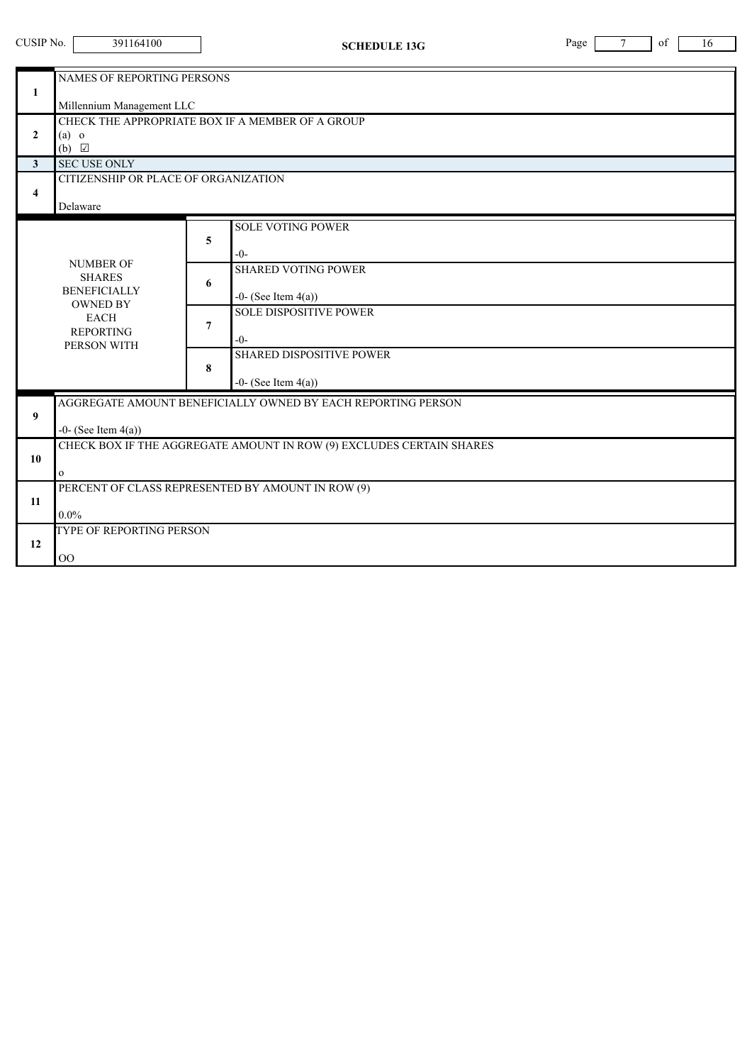CUSIP No. 391164100

**SCHEDULE 13G**

| | | | |
|---|---|---|---|
| 1 | NAMES OF REPORTING PERSONS<br><br>Millennium Management LLC | | |
| 2 | CHECK THE APPROPRIATE BOX IF A MEMBER OF A GROUP<br>(a) o<br>(b) ☑ | | |
| 3 | SEC USE ONLY | | |
| 4 | CITIZENSHIP OR PLACE OF ORGANIZATION<br><br>Delaware | | |
| NUMBER OF SHARES BENEFICIALLY OWNED BY EACH REPORTING PERSON WITH | 5 | SOLE VOTING POWER<br><br>-0- | |
| | 6 | SHARED VOTING POWER<br><br>-0- (See Item 4(a)) | |
| | 7 | SOLE DISPOSITIVE POWER<br><br>-0- | |
| | 8 | SHARED DISPOSITIVE POWER<br><br>-0- (See Item 4(a)) | |
| 9 | AGGREGATE AMOUNT BENEFICIALLY OWNED BY EACH REPORTING PERSON<br><br>-0- (See Item 4(a)) | | |
| 10 | CHECK BOX IF THE AGGREGATE AMOUNT IN ROW (9) EXCLUDES CERTAIN SHARES<br><br>o | | |
| 11 | PERCENT OF CLASS REPRESENTED BY AMOUNT IN ROW (9)<br><br>0.0% | | |
| 12 | TYPE OF REPORTING PERSON<br><br>OO | | |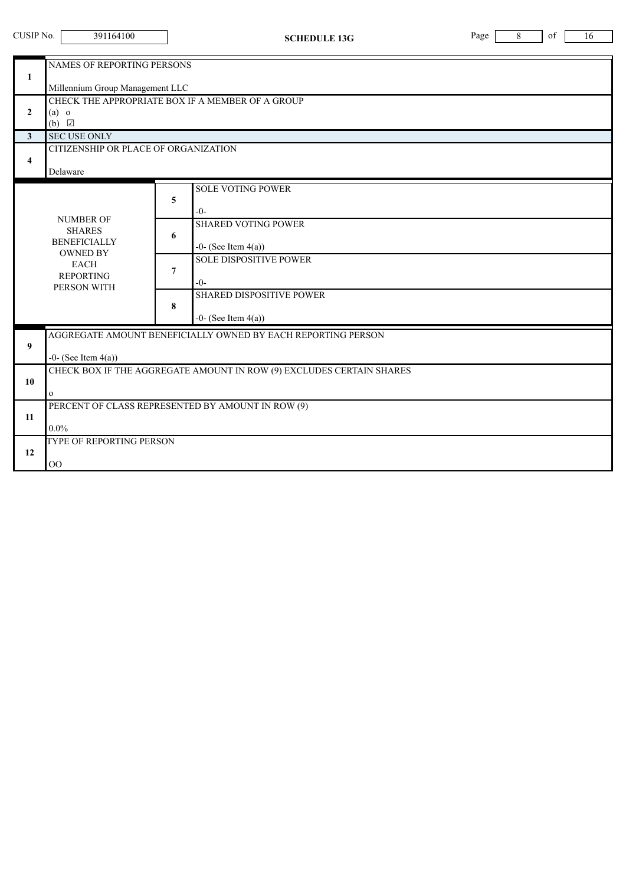| | | | |
|---|---|---|---|
| 1 | NAMES OF REPORTING PERSONS<br><br>Millennium Group Management LLC | | |
| 2 | CHECK THE APPROPRIATE BOX IF A MEMBER OF A GROUP<br>(a) o<br>(b) ☑ | | |
| 3 | SEC USE ONLY | | |
| 4 | CITIZENSHIP OR PLACE OF ORGANIZATION<br><br>Delaware | | |
| NUMBER OF SHARES BENEFICIALLY OWNED BY EACH REPORTING PERSON WITH | | 5 | SOLE VOTING POWER<br><br>-0- |
| | | 6 | SHARED VOTING POWER<br><br>-0- (See Item 4(a)) |
| | | 7 | SOLE DISPOSITIVE POWER<br><br>-0- |
| | | 8 | SHARED DISPOSITIVE POWER<br><br>-0- (See Item 4(a)) |
| 9 | AGGREGATE AMOUNT BENEFICIALLY OWNED BY EACH REPORTING PERSON<br><br>-0- (See Item 4(a)) | | |
| 10 | CHECK BOX IF THE AGGREGATE AMOUNT IN ROW (9) EXCLUDES CERTAIN SHARES<br><br>o | | |
| 11 | PERCENT OF CLASS REPRESENTED BY AMOUNT IN ROW (9)<br><br>0.0% | | |
| 12 | TYPE OF REPORTING PERSON<br><br>OO | | |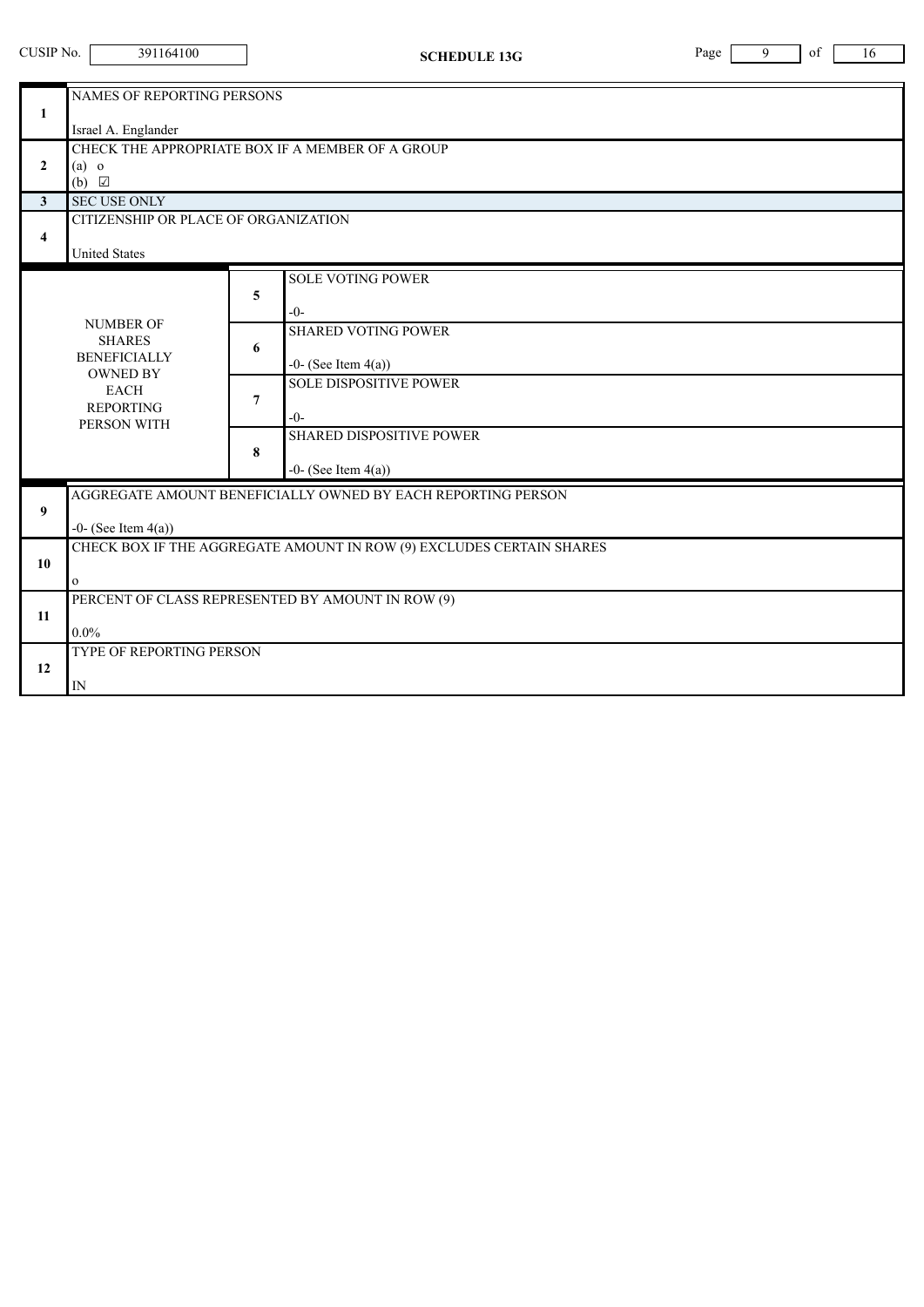CUSIP No. 391164100

**SCHEDULE 13G**

| | | | |
|---|---|---|---|
| 1 | NAMES OF REPORTING PERSONS<br><br>Israel A. Englander | | |
| 2 | CHECK THE APPROPRIATE BOX IF A MEMBER OF A GROUP<br>(a) o<br>(b) ☑ | | |
| 3 | SEC USE ONLY | | |
| 4 | CITIZENSHIP OR PLACE OF ORGANIZATION<br><br>United States | | |
| NUMBER OF SHARES BENEFICIALLY OWNED BY EACH REPORTING PERSON WITH | 5 | SOLE VOTING POWER<br><br>-0- | |
| | 6 | SHARED VOTING POWER<br><br>-0- (See Item 4(a)) | |
| | 7 | SOLE DISPOSITIVE POWER<br><br>-0- | |
| | 8 | SHARED DISPOSITIVE POWER<br><br>-0- (See Item 4(a)) | |
| 9 | AGGREGATE AMOUNT BENEFICIALLY OWNED BY EACH REPORTING PERSON<br><br>-0- (See Item 4(a)) | | |
| 10 | CHECK BOX IF THE AGGREGATE AMOUNT IN ROW (9) EXCLUDES CERTAIN SHARES<br><br>o | | |
| 11 | PERCENT OF CLASS REPRESENTED BY AMOUNT IN ROW (9)<br><br>0.0% | | |
| 12 | TYPE OF REPORTING PERSON<br><br>IN | | |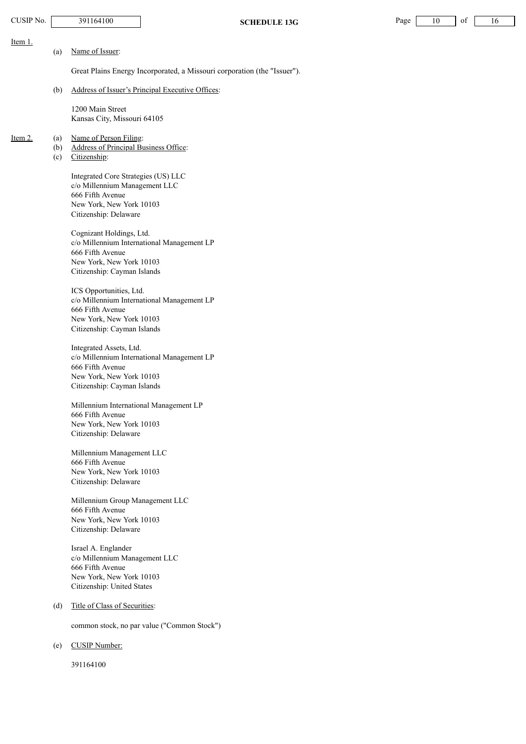Item 1.

(a) Name of Issuer:

Great Plains Energy Incorporated, a Missouri corporation (the "Issuer").

(b) Address of Issuer's Principal Executive Offices:

1200 Main Street
Kansas City, Missouri 64105

Item 2.

(a) Name of Person Filing:
(b) Address of Principal Business Office:
(c) Citizenship:

Integrated Core Strategies (US) LLC
c/o Millennium Management LLC
666 Fifth Avenue
New York, New York 10103
Citizenship: Delaware

Cognizant Holdings, Ltd.
c/o Millennium International Management LP
666 Fifth Avenue
New York, New York 10103
Citizenship: Cayman Islands

ICS Opportunities, Ltd.
c/o Millennium International Management LP
666 Fifth Avenue
New York, New York 10103
Citizenship: Cayman Islands

Integrated Assets, Ltd.
c/o Millennium International Management LP
666 Fifth Avenue
New York, New York 10103
Citizenship: Cayman Islands

Millennium International Management LP
666 Fifth Avenue
New York, New York 10103
Citizenship: Delaware

Millennium Management LLC
666 Fifth Avenue
New York, New York 10103
Citizenship: Delaware

Millennium Group Management LLC
666 Fifth Avenue
New York, New York 10103
Citizenship: Delaware

Israel A. Englander
c/o Millennium Management LLC
666 Fifth Avenue
New York, New York 10103
Citizenship: United States

(d) Title of Class of Securities:

common stock, no par value ("Common Stock")

(e) CUSIP Number:

391164100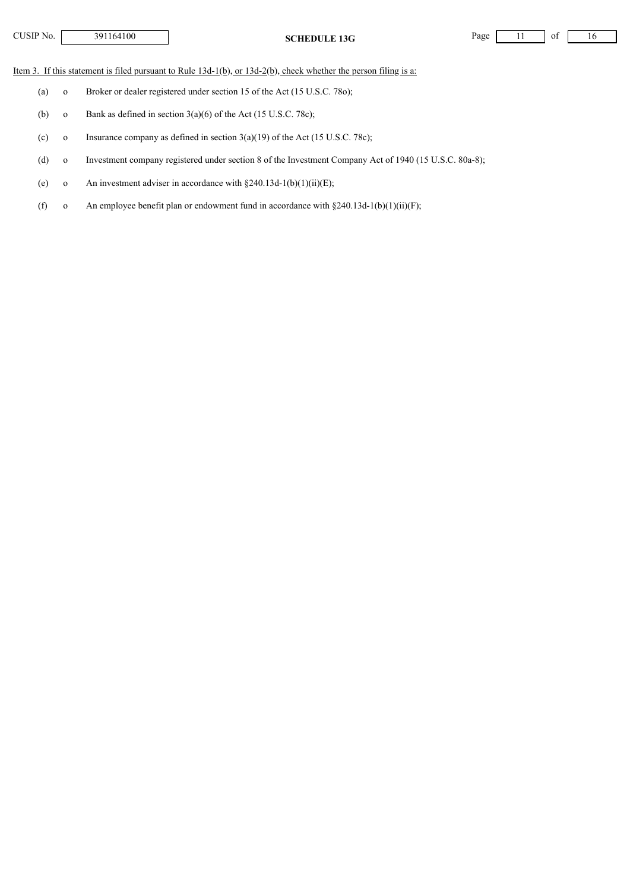Item 3. If this statement is filed pursuant to Rule 13d-1(b), or 13d-2(b), check whether the person filing is a:

(a) o Broker or dealer registered under section 15 of the Act (15 U.S.C. 78o);

(b) o Bank as defined in section 3(a)(6) of the Act (15 U.S.C. 78c);

(c) o Insurance company as defined in section 3(a)(19) of the Act (15 U.S.C. 78c);

(d) o Investment company registered under section 8 of the Investment Company Act of 1940 (15 U.S.C. 80a-8);

(e) o An investment adviser in accordance with §240.13d-1(b)(1)(ii)(E);

(f) o An employee benefit plan or endowment fund in accordance with §240.13d-1(b)(1)(ii)(F);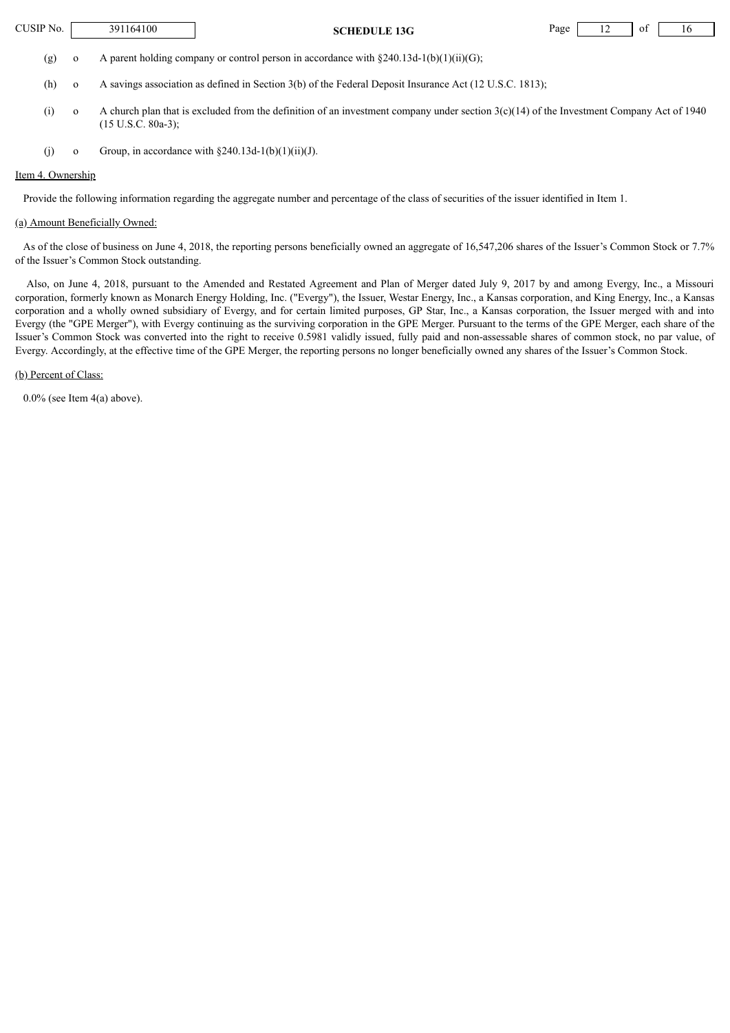(g) o A parent holding company or control person in accordance with §240.13d-1(b)(1)(ii)(G);

(h) o A savings association as defined in Section 3(b) of the Federal Deposit Insurance Act (12 U.S.C. 1813);

(i) o A church plan that is excluded from the definition of an investment company under section 3(c)(14) of the Investment Company Act of 1940 (15 U.S.C. 80a-3);

(j) o Group, in accordance with §240.13d-1(b)(1)(ii)(J).

Item 4. Ownership

Provide the following information regarding the aggregate number and percentage of the class of securities of the issuer identified in Item 1.

(a) Amount Beneficially Owned:

As of the close of business on June 4, 2018, the reporting persons beneficially owned an aggregate of 16,547,206 shares of the Issuer's Common Stock or 7.7% of the Issuer's Common Stock outstanding.

Also, on June 4, 2018, pursuant to the Amended and Restated Agreement and Plan of Merger dated July 9, 2017 by and among Evergy, Inc., a Missouri corporation, formerly known as Monarch Energy Holding, Inc. ("Evergy"), the Issuer, Westar Energy, Inc., a Kansas corporation, and King Energy, Inc., a Kansas corporation and a wholly owned subsidiary of Evergy, and for certain limited purposes, GP Star, Inc., a Kansas corporation, the Issuer merged with and into Evergy (the "GPE Merger"), with Evergy continuing as the surviving corporation in the GPE Merger. Pursuant to the terms of the GPE Merger, each share of the Issuer's Common Stock was converted into the right to receive 0.5981 validly issued, fully paid and non-assessable shares of common stock, no par value, of Evergy. Accordingly, at the effective time of the GPE Merger, the reporting persons no longer beneficially owned any shares of the Issuer's Common Stock.

(b) Percent of Class:

0.0% (see Item 4(a) above).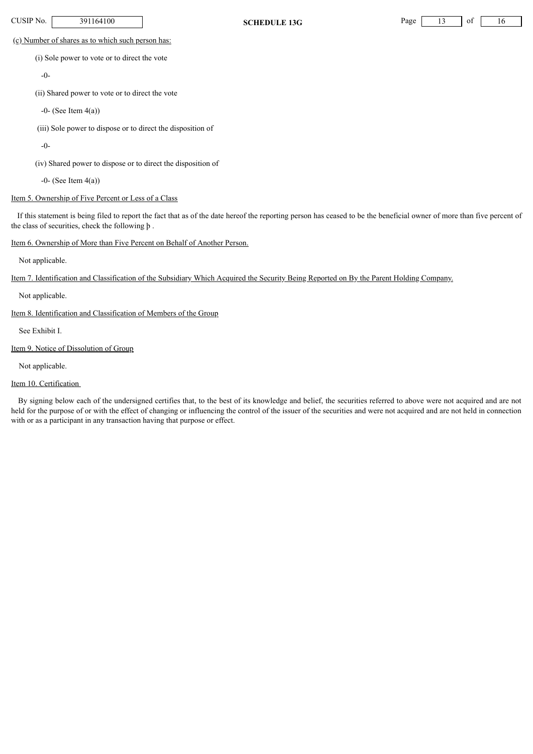(c) Number of shares as to which such person has:

(i) Sole power to vote or to direct the vote

-0-

(ii) Shared power to vote or to direct the vote

-0- (See Item 4(a))

(iii) Sole power to dispose or to direct the disposition of

-0-

(iv) Shared power to dispose or to direct the disposition of

-0- (See Item 4(a))

Item 5. Ownership of Five Percent or Less of a Class

If this statement is being filed to report the fact that as of the date hereof the reporting person has ceased to be the beneficial owner of more than five percent of the class of securities, check the following þ .

Item 6. Ownership of More than Five Percent on Behalf of Another Person.

Not applicable.

Item 7. Identification and Classification of the Subsidiary Which Acquired the Security Being Reported on By the Parent Holding Company.

Not applicable.

Item 8. Identification and Classification of Members of the Group

See Exhibit I.

Item 9. Notice of Dissolution of Group

Not applicable.

Item 10. Certification

By signing below each of the undersigned certifies that, to the best of its knowledge and belief, the securities referred to above were not acquired and are not held for the purpose of or with the effect of changing or influencing the control of the issuer of the securities and were not acquired and are not held in connection with or as a participant in any transaction having that purpose or effect.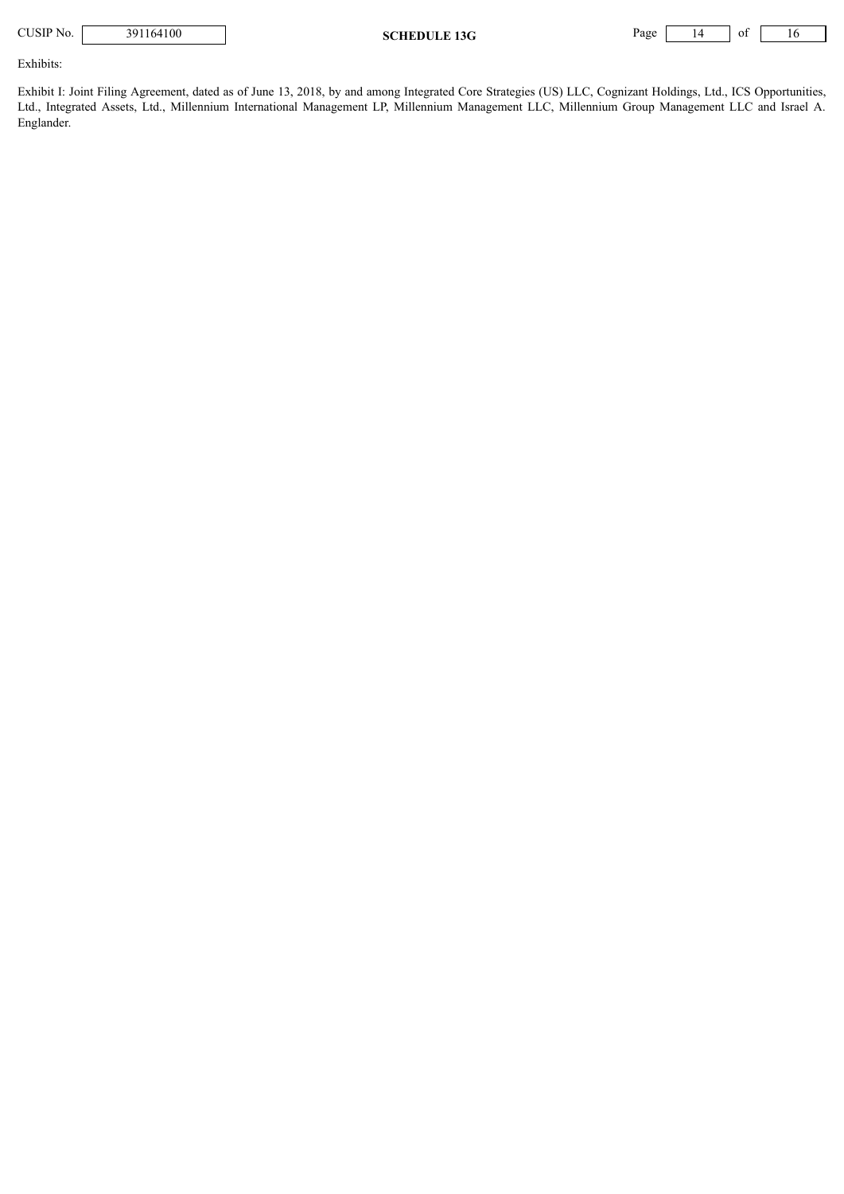Exhibits:

Exhibit I: Joint Filing Agreement, dated as of June 13, 2018, by and among Integrated Core Strategies (US) LLC, Cognizant Holdings, Ltd., ICS Opportunities, Ltd., Integrated Assets, Ltd., Millennium International Management LP, Millennium Management LLC, Millennium Group Management LLC and Israel A. Englander.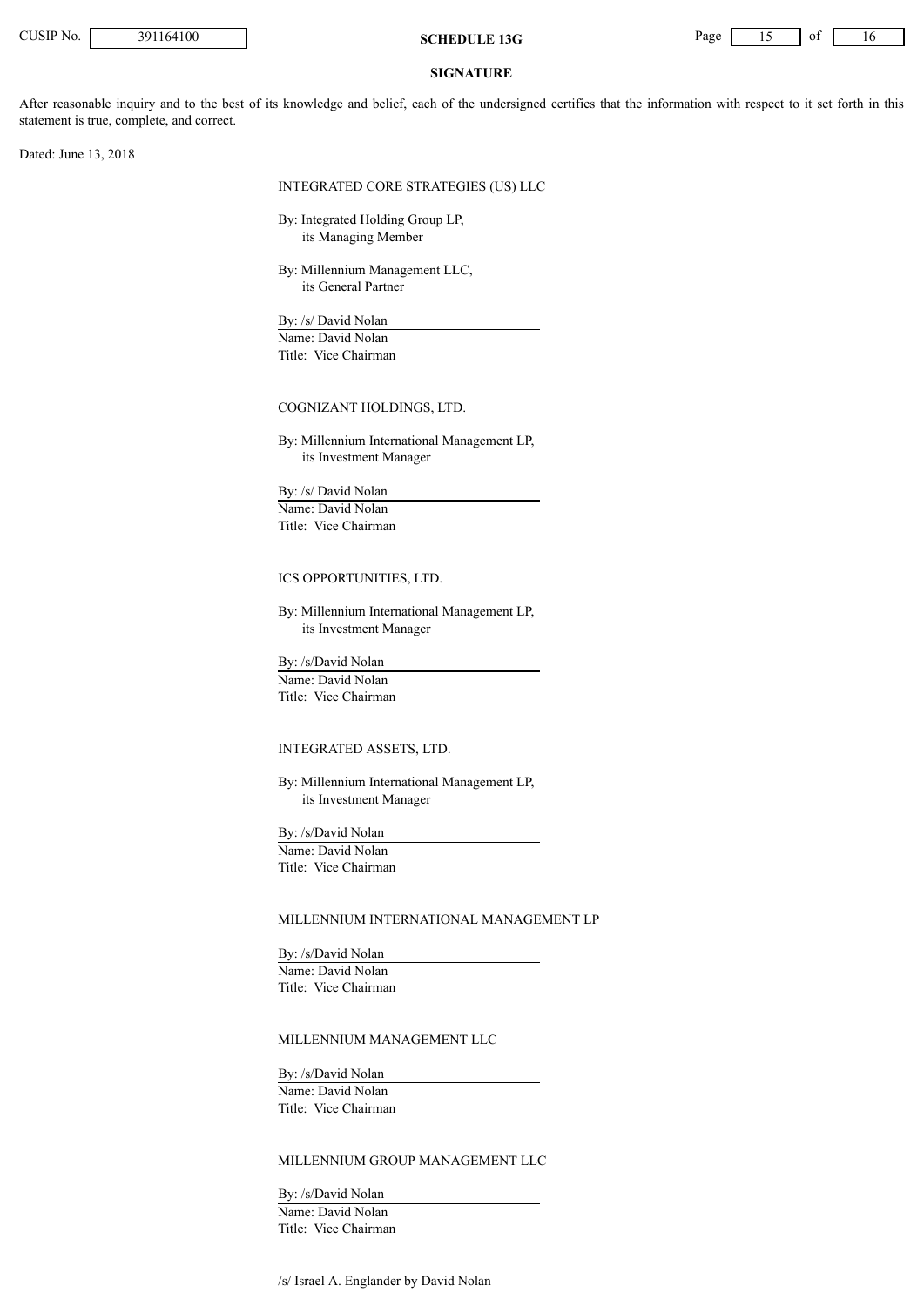## SIGNATURE

After reasonable inquiry and to the best of its knowledge and belief, each of the undersigned certifies that the information with respect to it set forth in this statement is true, complete, and correct.

Dated: June 13, 2018

INTEGRATED CORE STRATEGIES (US) LLC

By: Integrated Holding Group LP,
its Managing Member

By: Millennium Management LLC,
its General Partner

By: /s/ David Nolan
Name: David Nolan
Title: Vice Chairman

COGNIZANT HOLDINGS, LTD.

By: Millennium International Management LP,
its Investment Manager

By: /s/ David Nolan
Name: David Nolan
Title: Vice Chairman

ICS OPPORTUNITIES, LTD.

By: Millennium International Management LP,
its Investment Manager

By: /s/David Nolan
Name: David Nolan
Title: Vice Chairman

INTEGRATED ASSETS, LTD.

By: Millennium International Management LP,
its Investment Manager

By: /s/David Nolan
Name: David Nolan
Title: Vice Chairman

MILLENNIUM INTERNATIONAL MANAGEMENT LP

By: /s/David Nolan
Name: David Nolan
Title: Vice Chairman

MILLENNIUM MANAGEMENT LLC

By: /s/David Nolan
Name: David Nolan
Title: Vice Chairman

MILLENNIUM GROUP MANAGEMENT LLC

By: /s/David Nolan
Name: David Nolan
Title: Vice Chairman

/s/ Israel A. Englander by David Nolan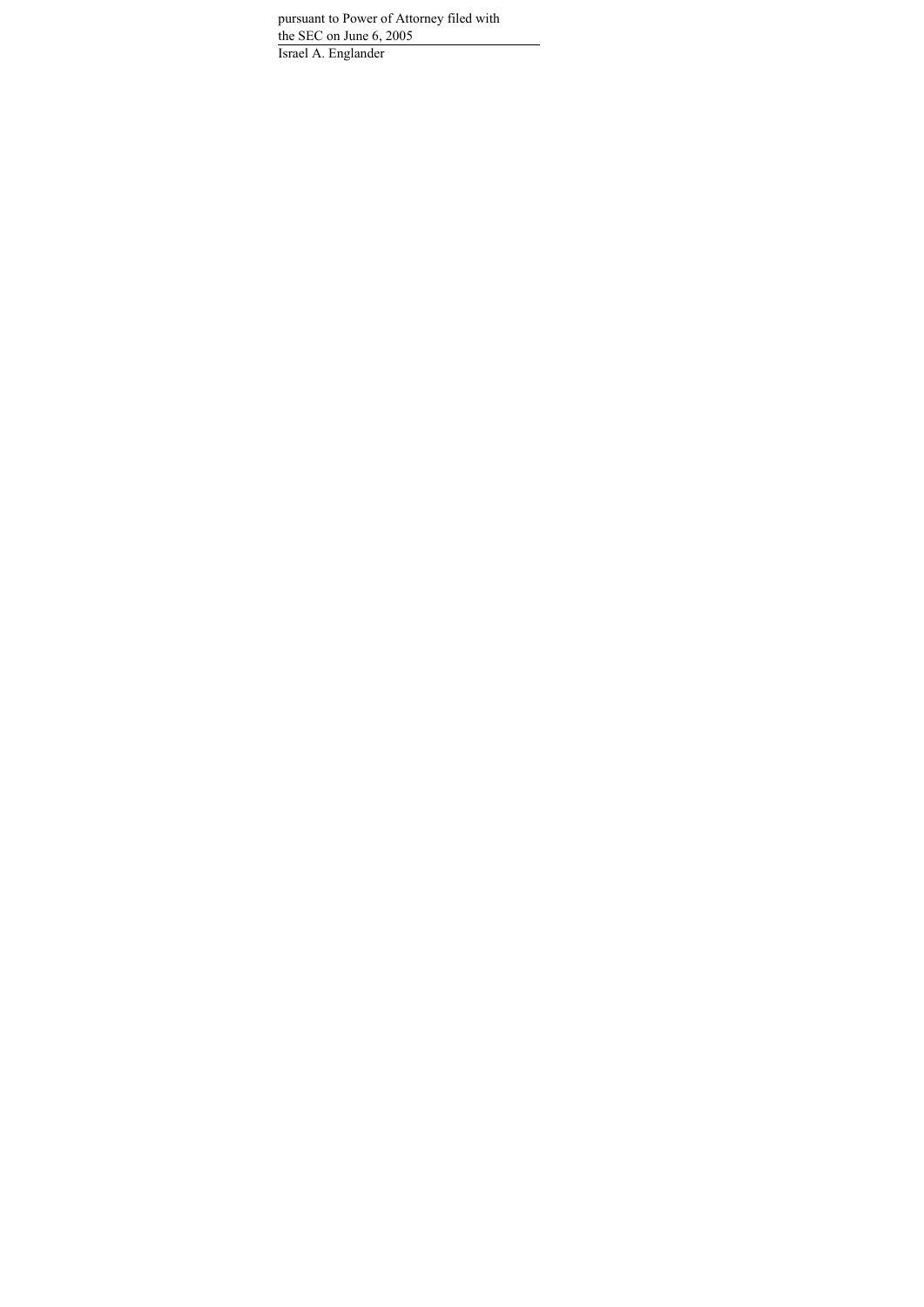pursuant to Power of Attorney filed with
the SEC on June 6, 2005

Israel A. Englander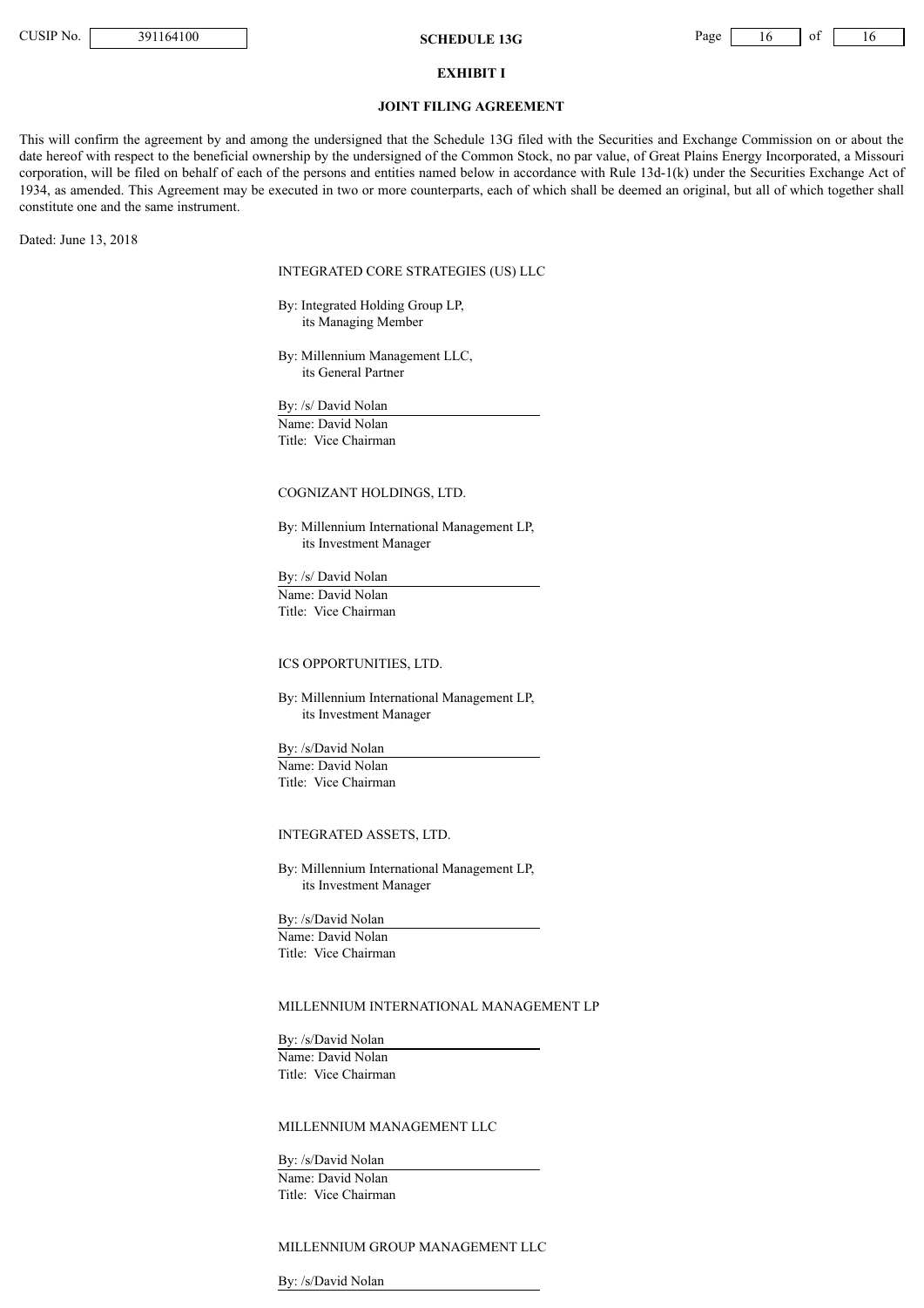## EXHIBIT I

## JOINT FILING AGREEMENT

This will confirm the agreement by and among the undersigned that the Schedule 13G filed with the Securities and Exchange Commission on or about the date hereof with respect to the beneficial ownership by the undersigned of the Common Stock, no par value, of Great Plains Energy Incorporated, a Missouri corporation, will be filed on behalf of each of the persons and entities named below in accordance with Rule 13d-1(k) under the Securities Exchange Act of 1934, as amended. This Agreement may be executed in two or more counterparts, each of which shall be deemed an original, but all of which together shall constitute one and the same instrument.

Dated: June 13, 2018

INTEGRATED CORE STRATEGIES (US) LLC

By: Integrated Holding Group LP,
its Managing Member

By: Millennium Management LLC,
its General Partner

By: /s/ David Nolan
Name: David Nolan
Title: Vice Chairman

COGNIZANT HOLDINGS, LTD.

By: Millennium International Management LP,
its Investment Manager

By: /s/ David Nolan
Name: David Nolan
Title: Vice Chairman

ICS OPPORTUNITIES, LTD.

By: Millennium International Management LP,
its Investment Manager

By: /s/David Nolan
Name: David Nolan
Title: Vice Chairman

INTEGRATED ASSETS, LTD.

By: Millennium International Management LP,
its Investment Manager

By: /s/David Nolan
Name: David Nolan
Title: Vice Chairman

MILLENNIUM INTERNATIONAL MANAGEMENT LP

By: /s/David Nolan
Name: David Nolan
Title: Vice Chairman

MILLENNIUM MANAGEMENT LLC

By: /s/David Nolan
Name: David Nolan
Title: Vice Chairman

MILLENNIUM GROUP MANAGEMENT LLC

By: /s/David Nolan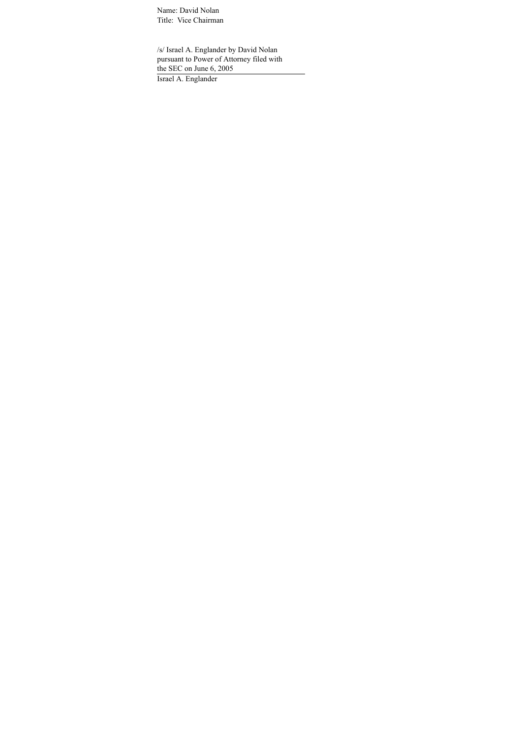Name: David Nolan
Title: Vice Chairman

/s/ Israel A. Englander by David Nolan
pursuant to Power of Attorney filed with
the SEC on June 6, 2005

Israel A. Englander